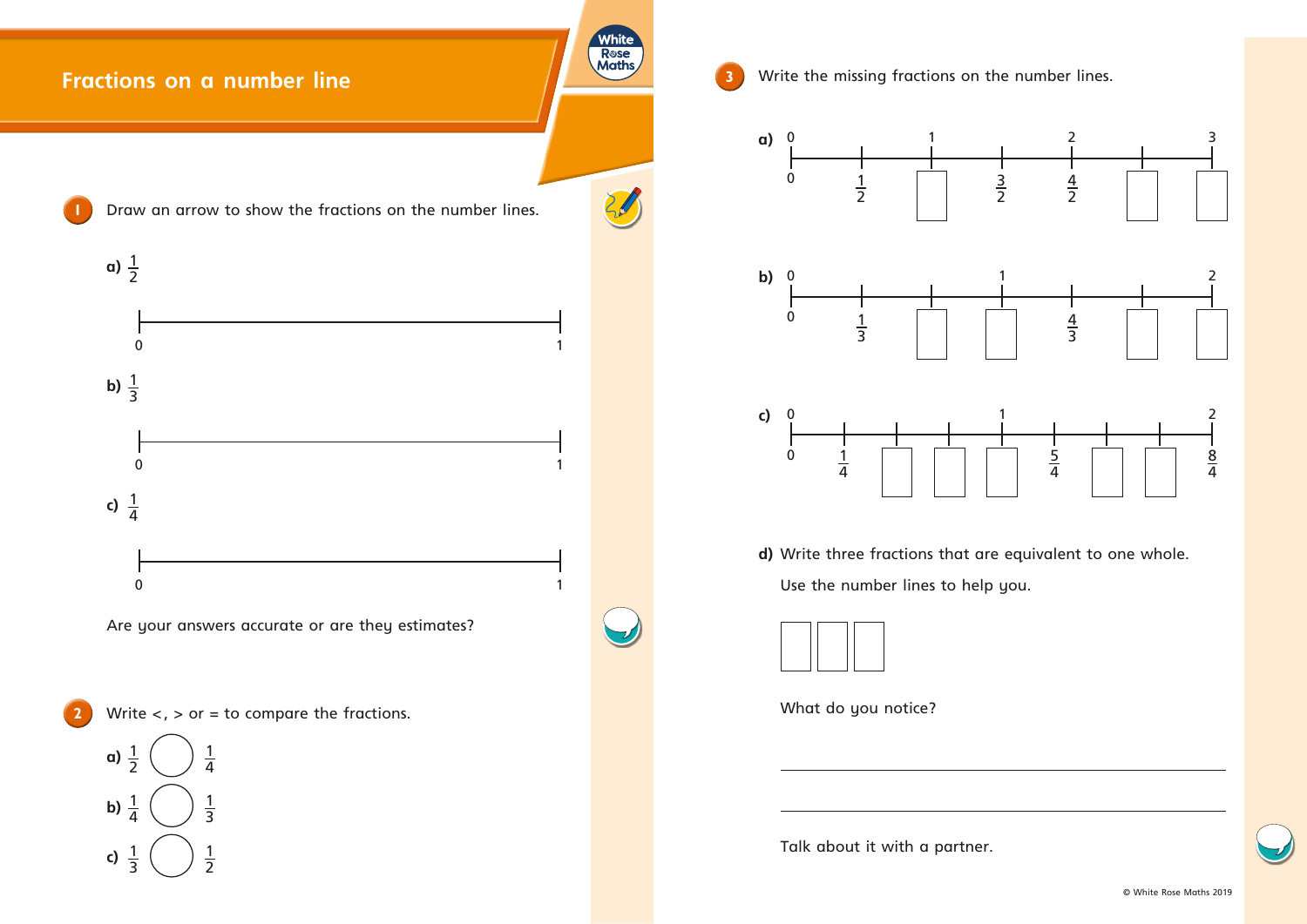# Fractions on a number line

**1** Draw an arrow to show the fractions on the number lines.

**a)** $\frac{1}{2}$

0 ———————————————— 1

**b)** $\frac{1}{3}$

0 ———————————————— 1

**c)** $\frac{1}{4}$

0 ———————————————— 1

Are your answers accurate or are they estimates?

**2** Write <, > or = to compare the fractions.

**a)** $\frac{1}{2}$ ◯ $\frac{1}{4}$

**b)** $\frac{1}{4}$ ◯ $\frac{1}{3}$

**c)** $\frac{1}{3}$ ◯ $\frac{1}{2}$

**3** Write the missing fractions on the number lines.

**a)** Number line from 0 to 3 (marked 0, 1, 2, 3 above).

Below: 0, $\frac{1}{2}$, ☐, $\frac{3}{2}$, $\frac{4}{2}$, ☐, ☐

**b)** Number line from 0 to 2 (marked 0, 1, 2 above).

Below: 0, $\frac{1}{3}$, ☐, ☐, $\frac{4}{3}$, ☐, ☐

**c)** Number line from 0 to 2 (marked 0, 1, 2 above).

Below: 0, $\frac{1}{4}$, ☐, ☐, ☐, $\frac{5}{4}$, ☐, ☐, $\frac{8}{4}$

**d)** Write three fractions that are equivalent to one whole.

Use the number lines to help you.

☐ ☐ ☐

What do you notice?

\_\_\_\_\_\_\_\_\_\_\_\_\_\_\_\_\_\_\_\_\_\_\_\_\_\_\_\_\_\_\_\_\_\_\_\_\_\_\_\_

\_\_\_\_\_\_\_\_\_\_\_\_\_\_\_\_\_\_\_\_\_\_\_\_\_\_\_\_\_\_\_\_\_\_\_\_\_\_\_\_

Talk about it with a partner.

© White Rose Maths 2019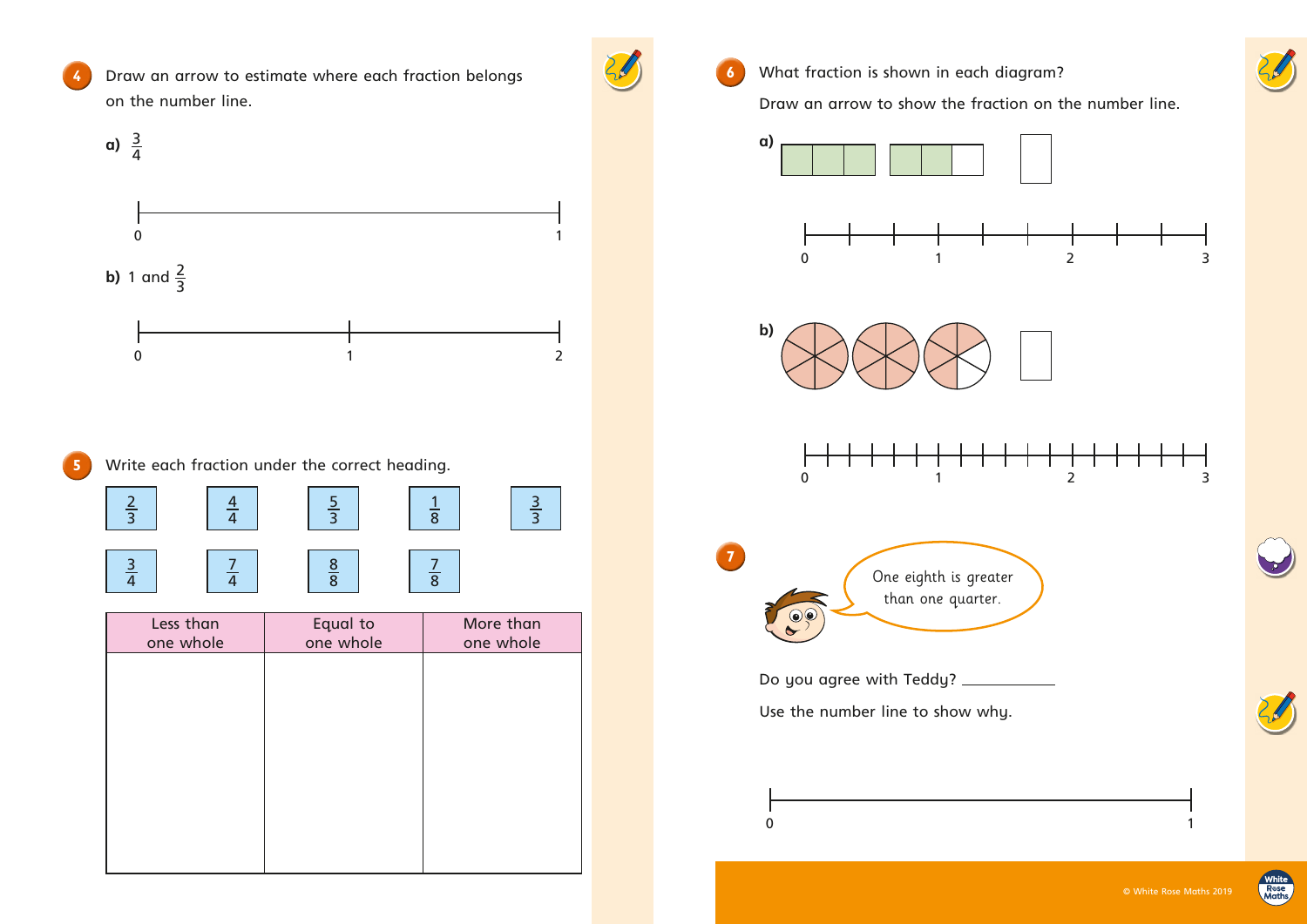**4** Draw an arrow to estimate where each fraction belongs on the number line.

**a)** $\frac{3}{4}$

0 1

**b)** 1 and $\frac{2}{3}$

0 1 2

**5** Write each fraction under the correct heading.

$\frac{2}{3}$ $\frac{4}{4}$ $\frac{5}{3}$ $\frac{1}{8}$ $\frac{3}{3}$

$\frac{3}{4}$ $\frac{7}{4}$ $\frac{8}{8}$ $\frac{7}{8}$

| Less than one whole | Equal to one whole | More than one whole |
|---|---|---|
| | | |

**6** What fraction is shown in each diagram?

Draw an arrow to show the fraction on the number line.

**a)**

0 1 2 3

**b)**

0 1 2 3

**7**

One eighth is greater than one quarter.

Do you agree with Teddy? ___________

Use the number line to show why.

0 1